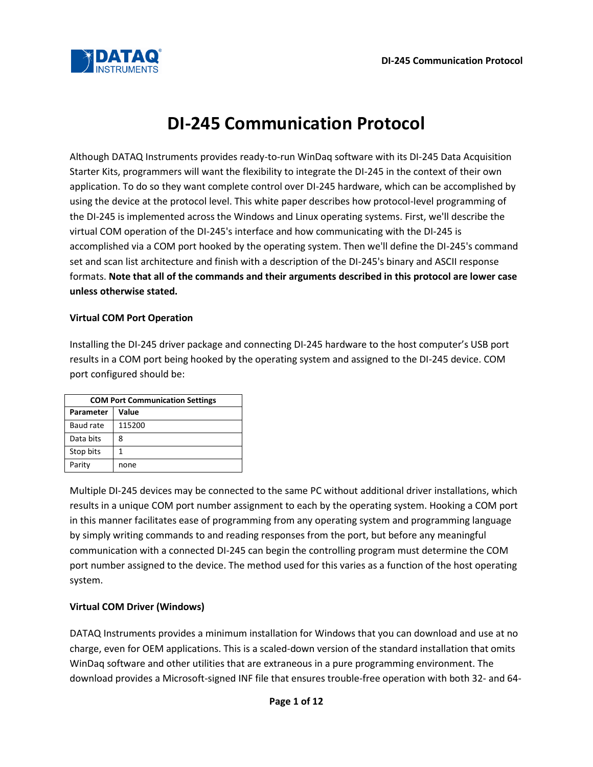# DI-245 Communication Protocol

Although DATAQ Instruments provides ready-to-run WinDaq software with its DI-245 Data Acquisition Starter Kits, programmers will want the flexibility to integrate the DI-245 in the context of their own application. To do so they want complete control over DI-245 hardware, which can be accomplished by using the device at the protocol level. This white paper describes how protocol-level programming of the DI-245 is implemented across the Windows and Linux operating systems. First, we'll describe the virtual COM operation of the DI-245's interface and how communicating with the DI-245 is accomplished via a COM port hooked by the operating system. Then we'll define the DI-245's command set and scan list architecture and finish with a description of the DI-245's binary and ASCII response formats. **Note that all of the commands and their arguments described in this protocol are lower case unless otherwise stated.**

### Virtual COM Port Operation

Installing the DI-245 driver package and connecting DI-245 hardware to the host computer's USB port results in a COM port being hooked by the operating system and assigned to the DI-245 device. COM port configured should be:

| COM Port Communication Settings | |
|---|---|
| **Parameter** | **Value** |
| Baud rate | 115200 |
| Data bits | 8 |
| Stop bits | 1 |
| Parity | none |

Multiple DI-245 devices may be connected to the same PC without additional driver installations, which results in a unique COM port number assignment to each by the operating system. Hooking a COM port in this manner facilitates ease of programming from any operating system and programming language by simply writing commands to and reading responses from the port, but before any meaningful communication with a connected DI-245 can begin the controlling program must determine the COM port number assigned to the device. The method used for this varies as a function of the host operating system.

### Virtual COM Driver (Windows)

DATAQ Instruments provides a minimum installation for Windows that you can download and use at no charge, even for OEM applications. This is a scaled-down version of the standard installation that omits WinDaq software and other utilities that are extraneous in a pure programming environment. The download provides a Microsoft-signed INF file that ensures trouble-free operation with both 32- and 64-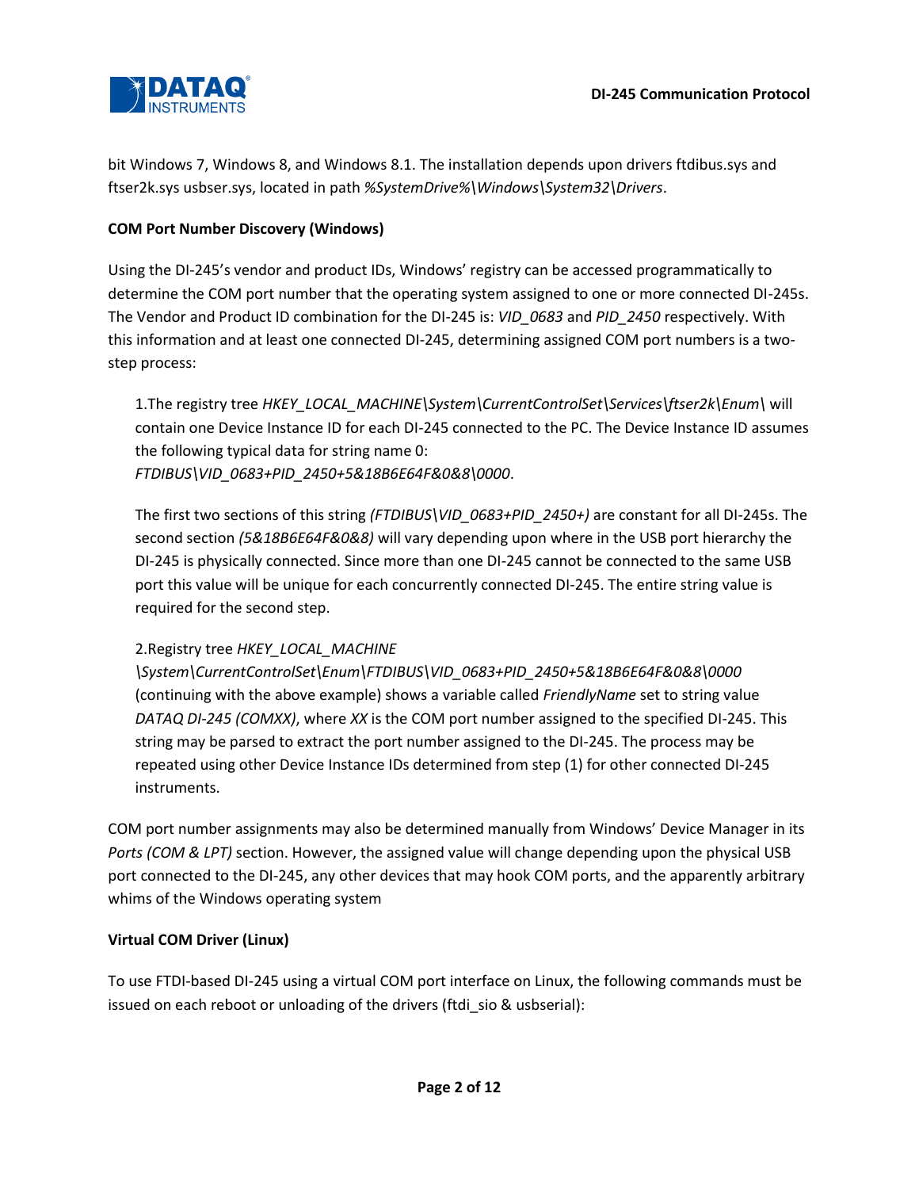bit Windows 7, Windows 8, and Windows 8.1. The installation depends upon drivers ftdibus.sys and ftser2k.sys usbser.sys, located in path *%SystemDrive%\Windows\System32\Drivers*.

**COM Port Number Discovery (Windows)**

Using the DI-245's vendor and product IDs, Windows' registry can be accessed programmatically to determine the COM port number that the operating system assigned to one or more connected DI-245s. The Vendor and Product ID combination for the DI-245 is: *VID_0683* and *PID_2450* respectively. With this information and at least one connected DI-245, determining assigned COM port numbers is a two-step process:

1.The registry tree *HKEY_LOCAL_MACHINE\System\CurrentControlSet\Services\ftser2k\Enum\* will contain one Device Instance ID for each DI-245 connected to the PC. The Device Instance ID assumes the following typical data for string name 0: *FTDIBUS\VID_0683+PID_2450+5&18B6E64F&0&8\0000*.

The first two sections of this string *(FTDIBUS\VID_0683+PID_2450+)* are constant for all DI-245s. The second section *(5&18B6E64F&0&8)* will vary depending upon where in the USB port hierarchy the DI-245 is physically connected. Since more than one DI-245 cannot be connected to the same USB port this value will be unique for each concurrently connected DI-245. The entire string value is required for the second step.

2.Registry tree *HKEY_LOCAL_MACHINE \System\CurrentControlSet\Enum\FTDIBUS\VID_0683+PID_2450+5&18B6E64F&0&8\0000* (continuing with the above example) shows a variable called *FriendlyName* set to string value *DATAQ DI-245 (COMXX)*, where *XX* is the COM port number assigned to the specified DI-245. This string may be parsed to extract the port number assigned to the DI-245. The process may be repeated using other Device Instance IDs determined from step (1) for other connected DI-245 instruments.

COM port number assignments may also be determined manually from Windows' Device Manager in its *Ports (COM & LPT)* section. However, the assigned value will change depending upon the physical USB port connected to the DI-245, any other devices that may hook COM ports, and the apparently arbitrary whims of the Windows operating system

**Virtual COM Driver (Linux)**

To use FTDI-based DI-245 using a virtual COM port interface on Linux, the following commands must be issued on each reboot or unloading of the drivers (ftdi_sio & usbserial):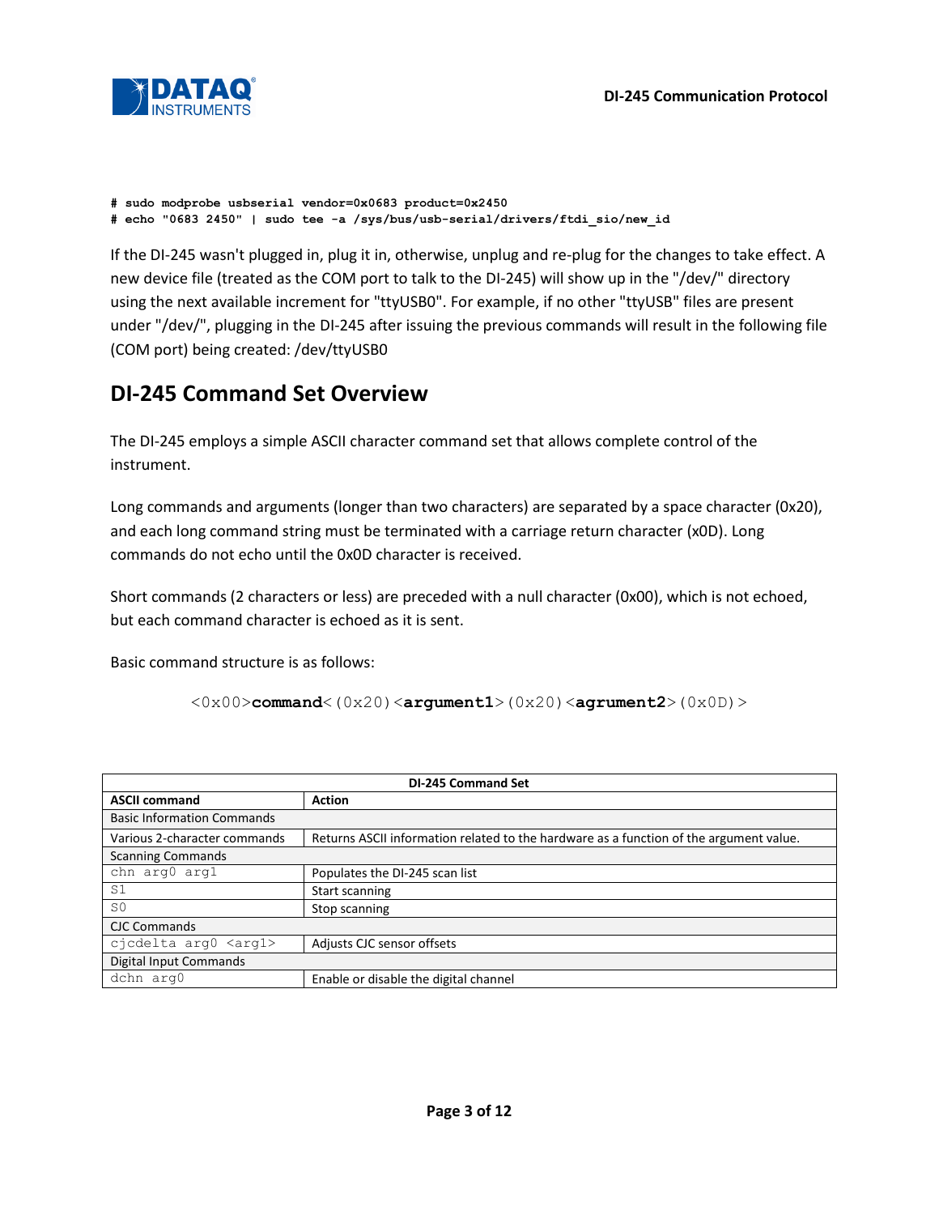```
# sudo modprobe usbserial vendor=0x0683 product=0x2450
# echo "0683 2450" | sudo tee -a /sys/bus/usb-serial/drivers/ftdi_sio/new_id
```

If the DI-245 wasn't plugged in, plug it in, otherwise, unplug and re-plug for the changes to take effect. A new device file (treated as the COM port to talk to the DI-245) will show up in the "/dev/" directory using the next available increment for "ttyUSB0". For example, if no other "ttyUSB" files are present under "/dev/", plugging in the DI-245 after issuing the previous commands will result in the following file (COM port) being created: /dev/ttyUSB0

## DI-245 Command Set Overview

The DI-245 employs a simple ASCII character command set that allows complete control of the instrument.

Long commands and arguments (longer than two characters) are separated by a space character (0x20), and each long command string must be terminated with a carriage return character (x0D). Long commands do not echo until the 0x0D character is received.

Short commands (2 characters or less) are preceded with a null character (0x00), which is not echoed, but each command character is echoed as it is sent.

Basic command structure is as follows:

<0x00>**command**<(0x20)<**argument1**>(0x20)<**agrument2**>(0x0D)>

| DI-245 Command Set | |
|---|---|
| **ASCII command** | **Action** |
| Basic Information Commands | |
| Various 2-character commands | Returns ASCII information related to the hardware as a function of the argument value. |
| Scanning Commands | |
| `chn arg0 arg1` | Populates the DI-245 scan list |
| `S1` | Start scanning |
| `S0` | Stop scanning |
| CJC Commands | |
| `cjcdelta arg0 <arg1>` | Adjusts CJC sensor offsets |
| Digital Input Commands | |
| `dchn arg0` | Enable or disable the digital channel |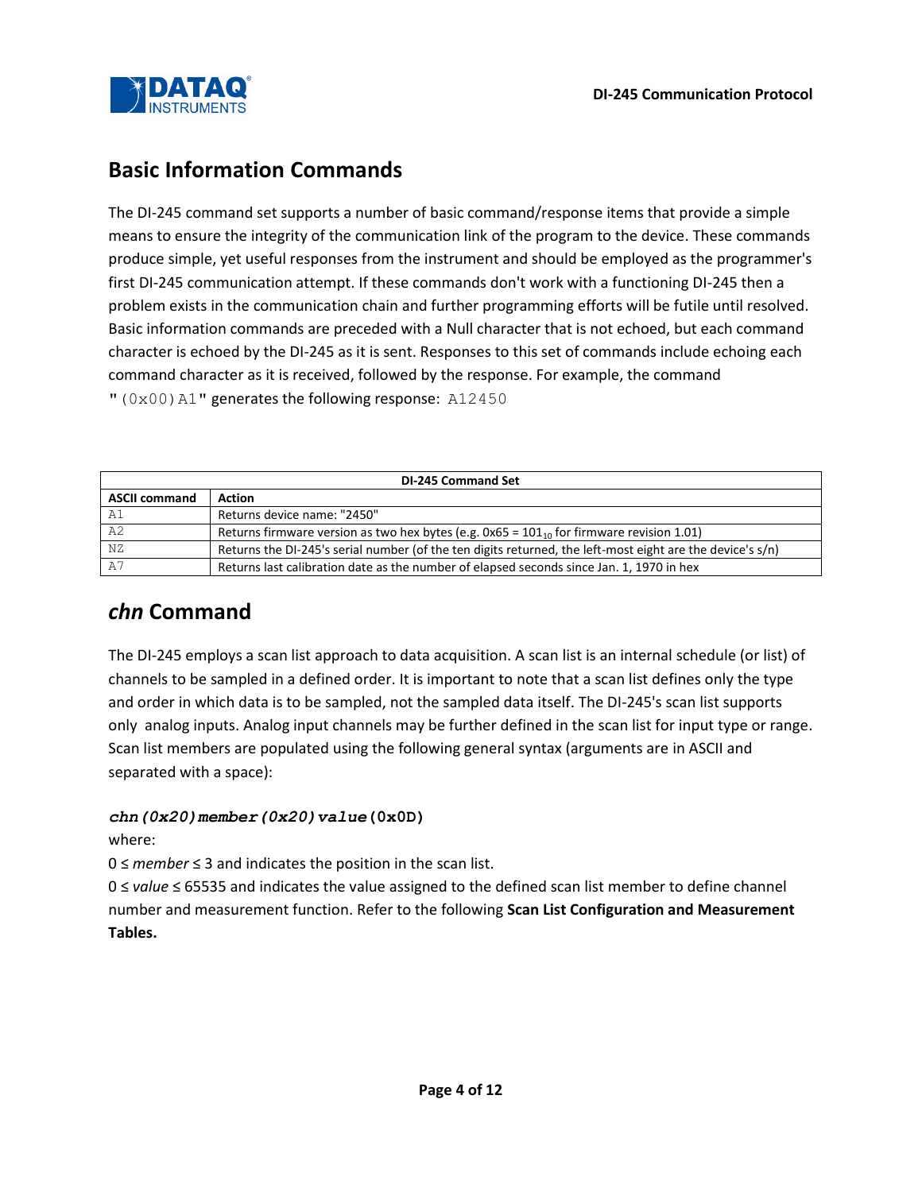## Basic Information Commands

The DI-245 command set supports a number of basic command/response items that provide a simple means to ensure the integrity of the communication link of the program to the device. These commands produce simple, yet useful responses from the instrument and should be employed as the programmer's first DI-245 communication attempt. If these commands don't work with a functioning DI-245 then a problem exists in the communication chain and further programming efforts will be futile until resolved. Basic information commands are preceded with a Null character that is not echoed, but each command character is echoed by the DI-245 as it is sent. Responses to this set of commands include echoing each command character as it is received, followed by the response. For example, the command "`(0x00)A1`" generates the following response: `A12450`

| DI-245 Command Set | |
|---|---|
| **ASCII command** | **Action** |
| `A1` | Returns device name: "2450" |
| `A2` | Returns firmware version as two hex bytes (e.g. 0x65 = $101_{10}$ for firmware revision 1.01) |
| `NZ` | Returns the DI-245's serial number (of the ten digits returned, the left-most eight are the device's s/n) |
| `A7` | Returns last calibration date as the number of elapsed seconds since Jan. 1, 1970 in hex |

## *chn* Command

The DI-245 employs a scan list approach to data acquisition. A scan list is an internal schedule (or list) of channels to be sampled in a defined order. It is important to note that a scan list defines only the type and order in which data is to be sampled, not the sampled data itself. The DI-245's scan list supports only analog inputs. Analog input channels may be further defined in the scan list for input type or range. Scan list members are populated using the following general syntax (arguments are in ASCII and separated with a space):

***chn(0x20)member(0x20)value*(0x0D)**

where:

0 ≤ *member* ≤ 3 and indicates the position in the scan list.

0 ≤ *value* ≤ 65535 and indicates the value assigned to the defined scan list member to define channel number and measurement function. Refer to the following **Scan List Configuration and Measurement Tables.**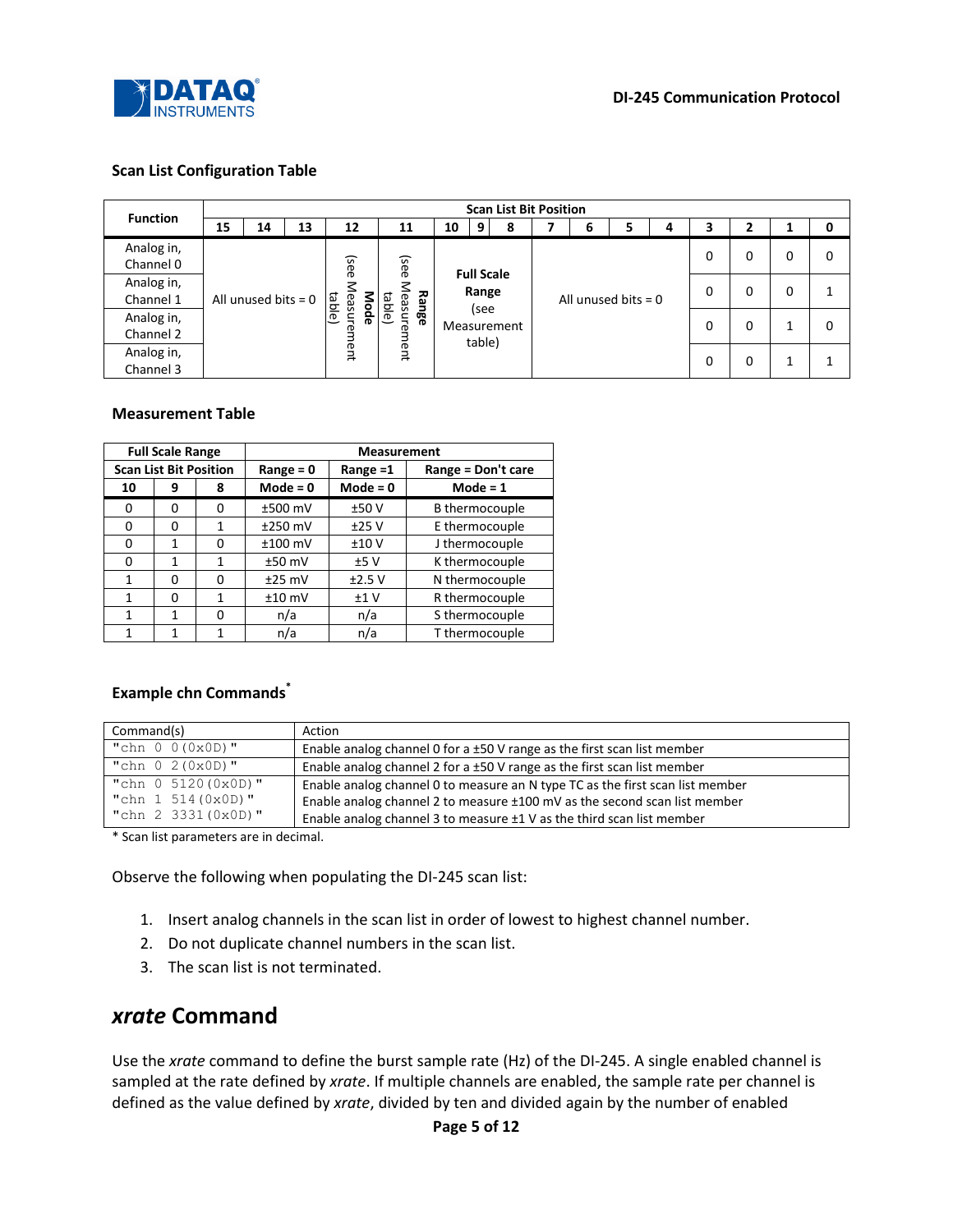### Scan List Configuration Table

| Function | Scan List Bit Position | | | | | | | | | | | | | | | |
|---|---|---|---|---|---|---|---|---|---|---|---|---|---|---|---|---|
| | 15 | 14 | 13 | 12 | 11 | 10 | 9 | 8 | 7 | 6 | 5 | 4 | 3 | 2 | 1 | 0 |
| Analog in, Channel 0 | All unused bits = 0 | | | Mode (see Measurement table) | Range (see Measurement table) | Full Scale Range (see Measurement table) | | | All unused bits = 0 | | | | 0 | 0 | 0 | 0 |
| Analog in, Channel 1 | | | | | | | | | | | | | 0 | 0 | 0 | 1 |
| Analog in, Channel 2 | | | | | | | | | | | | | 0 | 0 | 1 | 0 |
| Analog in, Channel 3 | | | | | | | | | | | | | 0 | 0 | 1 | 1 |

### Measurement Table

| Full Scale Range | | | Measurement | | |
|---|---|---|---|---|---|
| Scan List Bit Position | | | Range = 0 | Range =1 | Range = Don't care |
| 10 | 9 | 8 | Mode = 0 | Mode = 0 | Mode = 1 |
| 0 | 0 | 0 | ±500 mV | ±50 V | B thermocouple |
| 0 | 0 | 1 | ±250 mV | ±25 V | E thermocouple |
| 0 | 1 | 0 | ±100 mV | ±10 V | J thermocouple |
| 0 | 1 | 1 | ±50 mV | ±5 V | K thermocouple |
| 1 | 0 | 0 | ±25 mV | ±2.5 V | N thermocouple |
| 1 | 0 | 1 | ±10 mV | ±1 V | R thermocouple |
| 1 | 1 | 0 | n/a | n/a | S thermocouple |
| 1 | 1 | 1 | n/a | n/a | T thermocouple |

### Example chn Commands*

| Command(s) | Action |
|---|---|
| "chn 0 0(0x0D)" | Enable analog channel 0 for a ±50 V range as the first scan list member |
| "chn 0 2(0x0D)" | Enable analog channel 2 for a ±50 V range as the first scan list member |
| "chn 0 5120(0x0D)"<br>"chn 1 514(0x0D)"<br>"chn 2 3331(0x0D)" | Enable analog channel 0 to measure an N type TC as the first scan list member<br>Enable analog channel 2 to measure ±100 mV as the second scan list member<br>Enable analog channel 3 to measure ±1 V as the third scan list member |

* Scan list parameters are in decimal.

Observe the following when populating the DI-245 scan list:

1. Insert analog channels in the scan list in order of lowest to highest channel number.
2. Do not duplicate channel numbers in the scan list.
3. The scan list is not terminated.

## *xrate* Command

Use the *xrate* command to define the burst sample rate (Hz) of the DI-245. A single enabled channel is sampled at the rate defined by *xrate*. If multiple channels are enabled, the sample rate per channel is defined as the value defined by *xrate*, divided by ten and divided again by the number of enabled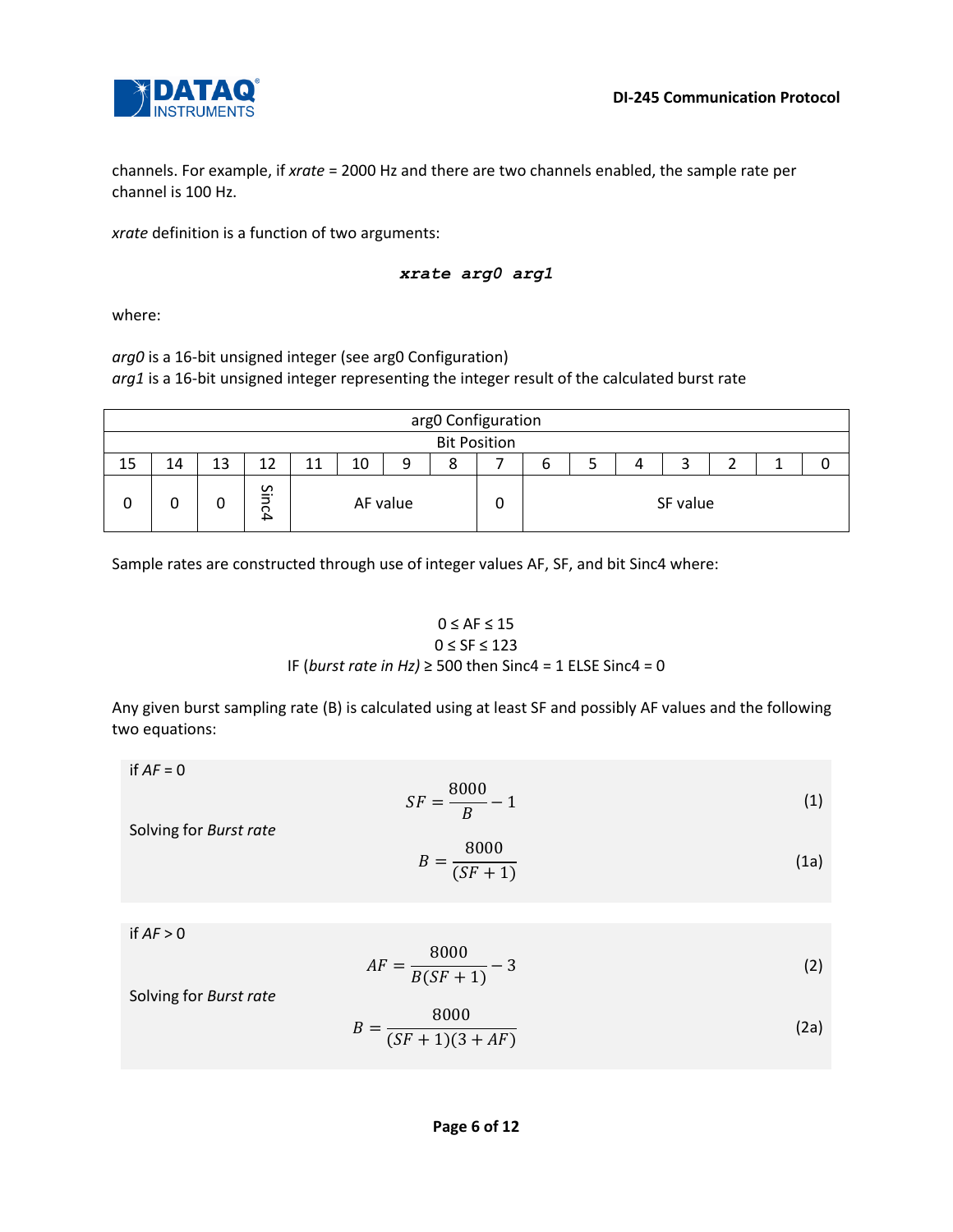channels. For example, if *xrate* = 2000 Hz and there are two channels enabled, the sample rate per channel is 100 Hz.

*xrate* definition is a function of two arguments:

```
xrate arg0 arg1
```

where:

*arg0* is a 16-bit unsigned integer (see arg0 Configuration)
*arg1* is a 16-bit unsigned integer representing the integer result of the calculated burst rate

| arg0 Configuration | | | | | | | | | | | | | | | |
|---|---|---|---|---|---|---|---|---|---|---|---|---|---|---|---|
| Bit Position | | | | | | | | | | | | | | | |
| 15 | 14 | 13 | 12 | 11 | 10 | 9 | 8 | 7 | 6 | 5 | 4 | 3 | 2 | 1 | 0 |
| 0 | 0 | 0 | Sinc4 | AF value | | | | 0 | SF value | | | | | | |

Sample rates are constructed through use of integer values AF, SF, and bit Sinc4 where:

$0 \leq AF \leq 15$
$0 \leq SF \leq 123$
IF (*burst rate in Hz*) ≥ 500 then Sinc4 = 1 ELSE Sinc4 = 0

Any given burst sampling rate (B) is calculated using at least SF and possibly AF values and the following two equations:

if *AF* = 0

$$SF = \frac{8000}{B} - 1 \tag{1}$$

Solving for *Burst rate*

$$B = \frac{8000}{(SF + 1)} \tag{1a}$$

if *AF* > 0

$$AF = \frac{8000}{B(SF + 1)} - 3 \tag{2}$$

Solving for *Burst rate*

$$B = \frac{8000}{(SF + 1)(3 + AF)} \tag{2a}$$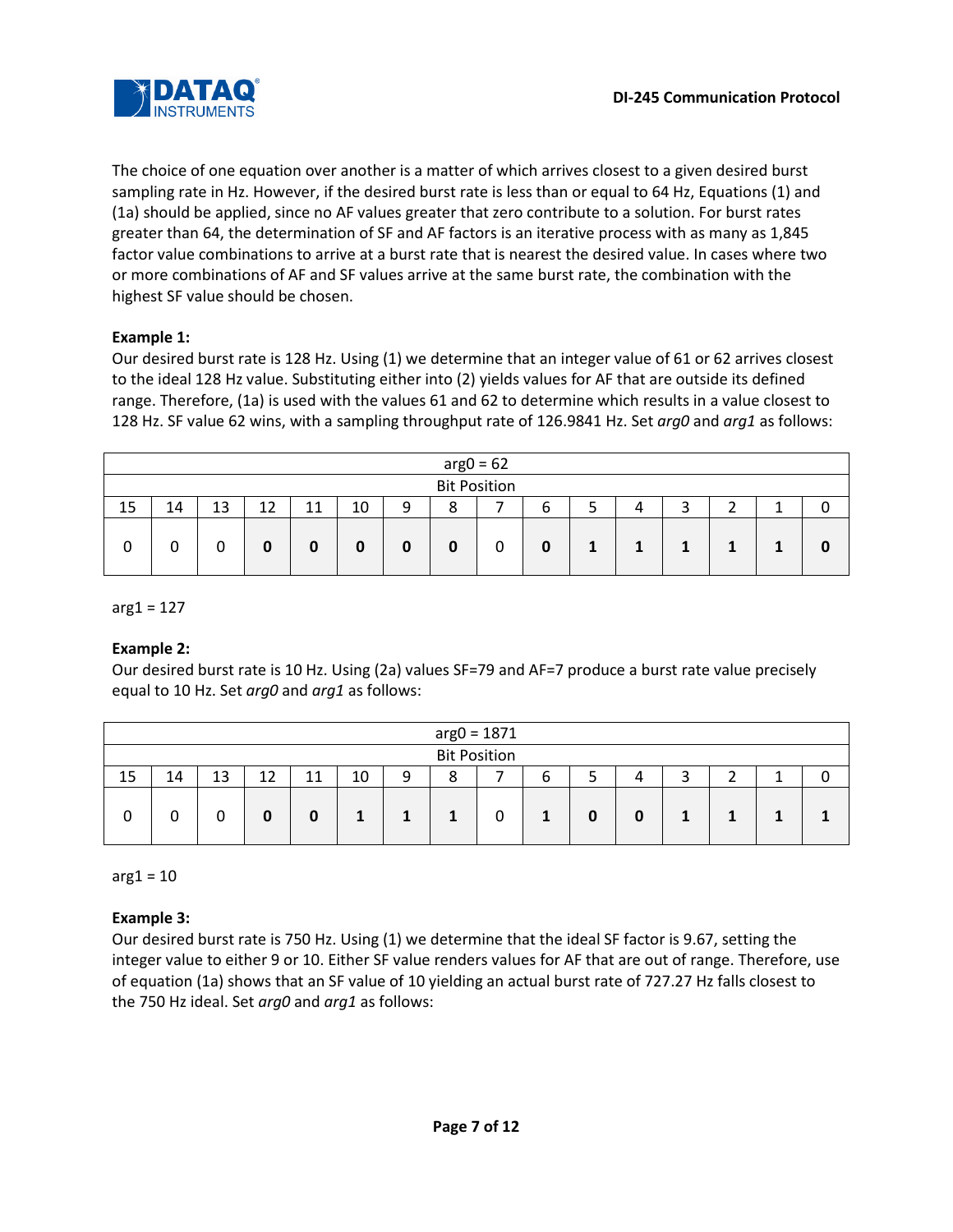The choice of one equation over another is a matter of which arrives closest to a given desired burst sampling rate in Hz. However, if the desired burst rate is less than or equal to 64 Hz, Equations (1) and (1a) should be applied, since no AF values greater that zero contribute to a solution. For burst rates greater than 64, the determination of SF and AF factors is an iterative process with as many as 1,845 factor value combinations to arrive at a burst rate that is nearest the desired value. In cases where two or more combinations of AF and SF values arrive at the same burst rate, the combination with the highest SF value should be chosen.

**Example 1:**
Our desired burst rate is 128 Hz. Using (1) we determine that an integer value of 61 or 62 arrives closest to the ideal 128 Hz value. Substituting either into (2) yields values for AF that are outside its defined range. Therefore, (1a) is used with the values 61 and 62 to determine which results in a value closest to 128 Hz. SF value 62 wins, with a sampling throughput rate of 126.9841 Hz. Set *arg0* and *arg1* as follows:

| arg0 = 62 | | | | | | | | | | | | | | | |
|---|---|---|---|---|---|---|---|---|---|---|---|---|---|---|---|
| Bit Position | | | | | | | | | | | | | | | |
| 15 | 14 | 13 | 12 | 11 | 10 | 9 | 8 | 7 | 6 | 5 | 4 | 3 | 2 | 1 | 0 |
| 0 | 0 | 0 | **0** | **0** | **0** | **0** | **0** | 0 | **0** | **1** | **1** | **1** | **1** | **1** | **0** |

arg1 = 127

**Example 2:**
Our desired burst rate is 10 Hz. Using (2a) values SF=79 and AF=7 produce a burst rate value precisely equal to 10 Hz. Set *arg0* and *arg1* as follows:

| arg0 = 1871 | | | | | | | | | | | | | | | |
|---|---|---|---|---|---|---|---|---|---|---|---|---|---|---|---|
| Bit Position | | | | | | | | | | | | | | | |
| 15 | 14 | 13 | 12 | 11 | 10 | 9 | 8 | 7 | 6 | 5 | 4 | 3 | 2 | 1 | 0 |
| 0 | 0 | 0 | **0** | **0** | **1** | **1** | **1** | 0 | **1** | **0** | **0** | **1** | **1** | **1** | **1** |

arg1 = 10

**Example 3:**
Our desired burst rate is 750 Hz. Using (1) we determine that the ideal SF factor is 9.67, setting the integer value to either 9 or 10. Either SF value renders values for AF that are out of range. Therefore, use of equation (1a) shows that an SF value of 10 yielding an actual burst rate of 727.27 Hz falls closest to the 750 Hz ideal. Set *arg0* and *arg1* as follows: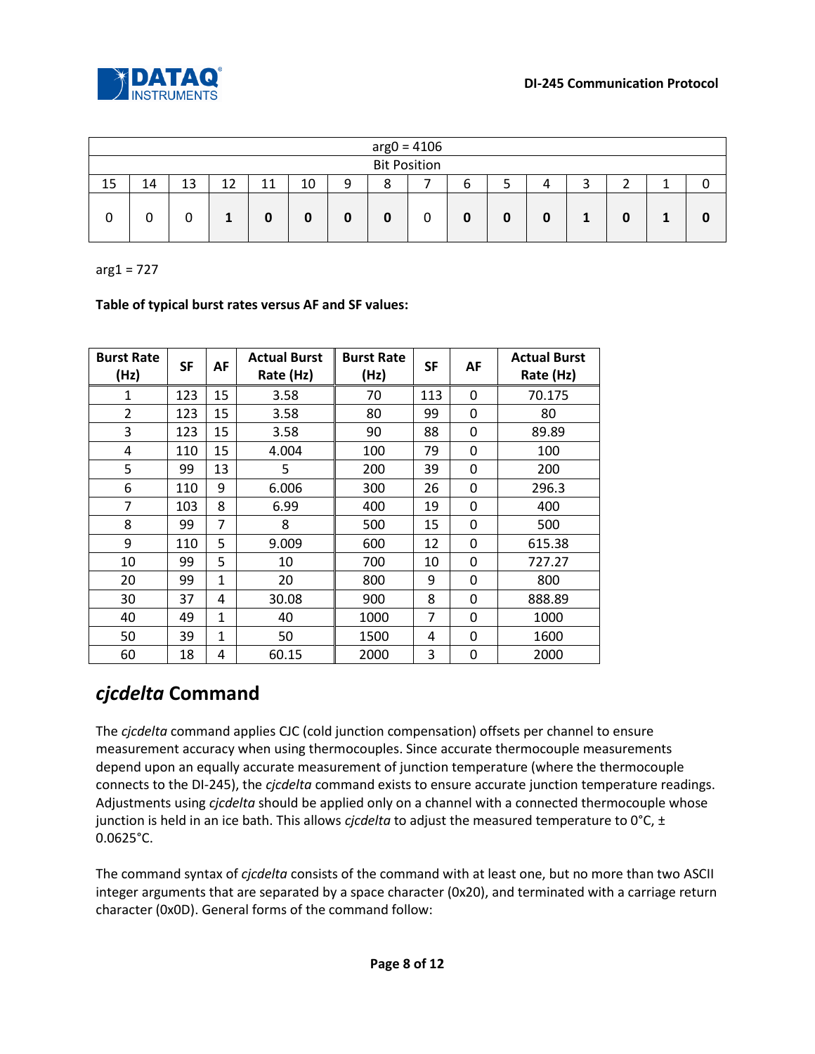| arg0 = 4106 | | | | | | | | | | | | | | | |
|---|---|---|---|---|---|---|---|---|---|---|---|---|---|---|---|
| Bit Position | | | | | | | | | | | | | | | |
| 15 | 14 | 13 | 12 | 11 | 10 | 9 | 8 | 7 | 6 | 5 | 4 | 3 | 2 | 1 | 0 |
| 0 | 0 | 0 | **1** | **0** | **0** | **0** | **0** | 0 | **0** | **0** | **0** | **1** | **0** | **1** | **0** |

arg1 = 727

**Table of typical burst rates versus AF and SF values:**

| Burst Rate (Hz) | SF | AF | Actual Burst Rate (Hz) | Burst Rate (Hz) | SF | AF | Actual Burst Rate (Hz) |
|---|---|---|---|---|---|---|---|
| 1 | 123 | 15 | 3.58 | 70 | 113 | 0 | 70.175 |
| 2 | 123 | 15 | 3.58 | 80 | 99 | 0 | 80 |
| 3 | 123 | 15 | 3.58 | 90 | 88 | 0 | 89.89 |
| 4 | 110 | 15 | 4.004 | 100 | 79 | 0 | 100 |
| 5 | 99 | 13 | 5 | 200 | 39 | 0 | 200 |
| 6 | 110 | 9 | 6.006 | 300 | 26 | 0 | 296.3 |
| 7 | 103 | 8 | 6.99 | 400 | 19 | 0 | 400 |
| 8 | 99 | 7 | 8 | 500 | 15 | 0 | 500 |
| 9 | 110 | 5 | 9.009 | 600 | 12 | 0 | 615.38 |
| 10 | 99 | 5 | 10 | 700 | 10 | 0 | 727.27 |
| 20 | 99 | 1 | 20 | 800 | 9 | 0 | 800 |
| 30 | 37 | 4 | 30.08 | 900 | 8 | 0 | 888.89 |
| 40 | 49 | 1 | 40 | 1000 | 7 | 0 | 1000 |
| 50 | 39 | 1 | 50 | 1500 | 4 | 0 | 1600 |
| 60 | 18 | 4 | 60.15 | 2000 | 3 | 0 | 2000 |

## *cjcdelta* Command

The *cjcdelta* command applies CJC (cold junction compensation) offsets per channel to ensure measurement accuracy when using thermocouples. Since accurate thermocouple measurements depend upon an equally accurate measurement of junction temperature (where the thermocouple connects to the DI-245), the *cjcdelta* command exists to ensure accurate junction temperature readings. Adjustments using *cjcdelta* should be applied only on a channel with a connected thermocouple whose junction is held in an ice bath. This allows *cjcdelta* to adjust the measured temperature to 0°C, ± 0.0625°C.

The command syntax of *cjcdelta* consists of the command with at least one, but no more than two ASCII integer arguments that are separated by a space character (0x20), and terminated with a carriage return character (0x0D). General forms of the command follow: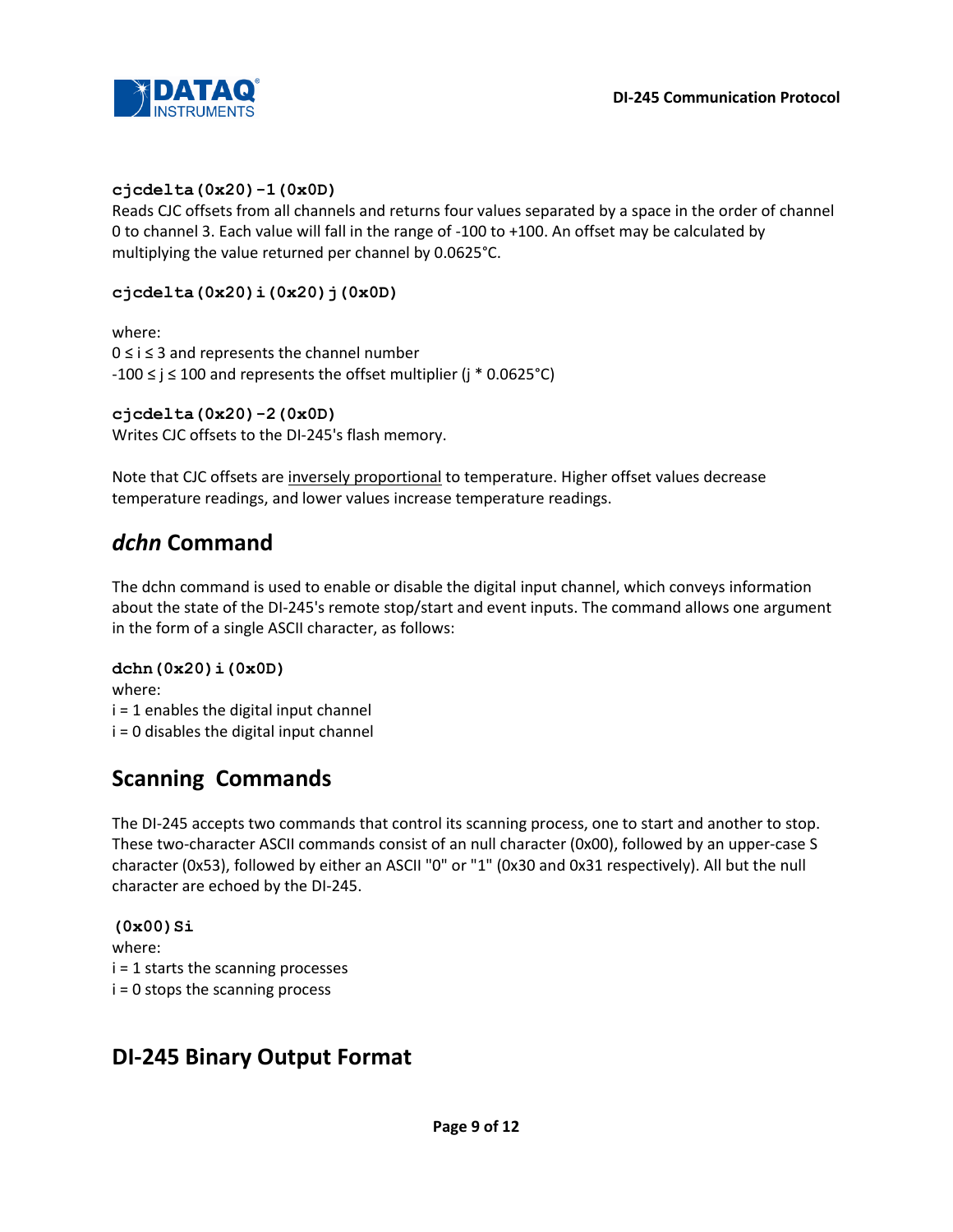**cjcdelta(0x20)-1(0x0D)**
Reads CJC offsets from all channels and returns four values separated by a space in the order of channel 0 to channel 3. Each value will fall in the range of -100 to +100. An offset may be calculated by multiplying the value returned per channel by 0.0625°C.

**cjcdelta(0x20)i(0x20)j(0x0D)**

where:
0 ≤ i ≤ 3 and represents the channel number
-100 ≤ j ≤ 100 and represents the offset multiplier (j * 0.0625°C)

**cjcdelta(0x20)-2(0x0D)**
Writes CJC offsets to the DI-245's flash memory.

Note that CJC offsets are inversely proportional to temperature. Higher offset values decrease temperature readings, and lower values increase temperature readings.

## *dchn* Command

The dchn command is used to enable or disable the digital input channel, which conveys information about the state of the DI-245's remote stop/start and event inputs. The command allows one argument in the form of a single ASCII character, as follows:

**dchn(0x20)i(0x0D)**
where:
i = 1 enables the digital input channel
i = 0 disables the digital input channel

## Scanning Commands

The DI-245 accepts two commands that control its scanning process, one to start and another to stop. These two-character ASCII commands consist of an null character (0x00), followed by an upper-case S character (0x53), followed by either an ASCII "0" or "1" (0x30 and 0x31 respectively). All but the null character are echoed by the DI-245.

**(0x00)Si**
where:
i = 1 starts the scanning processes
i = 0 stops the scanning process

## DI-245 Binary Output Format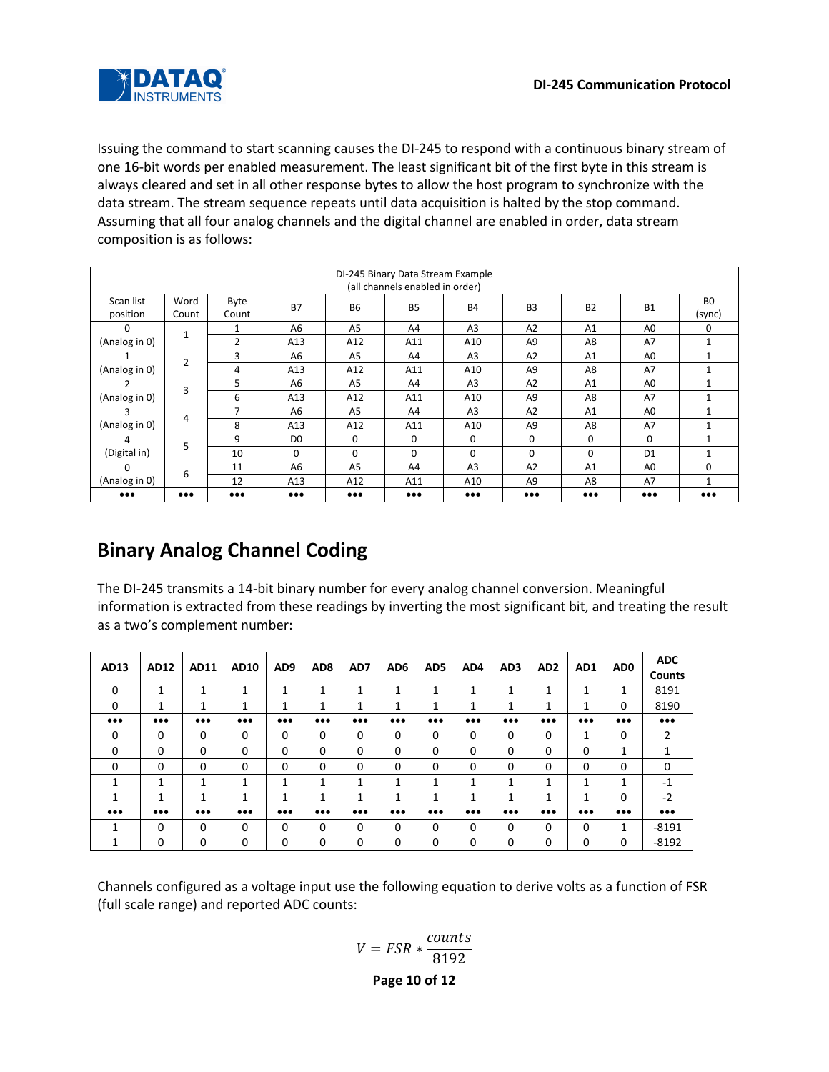Issuing the command to start scanning causes the DI-245 to respond with a continuous binary stream of one 16-bit words per enabled measurement. The least significant bit of the first byte in this stream is always cleared and set in all other response bytes to allow the host program to synchronize with the data stream. The stream sequence repeats until data acquisition is halted by the stop command. Assuming that all four analog channels and the digital channel are enabled in order, data stream composition is as follows:

| DI-245 Binary Data Stream Example (all channels enabled in order) | | | | | | | | | | |
|---|---|---|---|---|---|---|---|---|---|---|
| Scan list position | Word Count | Byte Count | B7 | B6 | B5 | B4 | B3 | B2 | B1 | B0 (sync) |
| 0 (Analog in 0) | 1 | 1 | A6 | A5 | A4 | A3 | A2 | A1 | A0 | 0 |
| | | 2 | A13 | A12 | A11 | A10 | A9 | A8 | A7 | 1 |
| 1 (Analog in 0) | 2 | 3 | A6 | A5 | A4 | A3 | A2 | A1 | A0 | 1 |
| | | 4 | A13 | A12 | A11 | A10 | A9 | A8 | A7 | 1 |
| 2 (Analog in 0) | 3 | 5 | A6 | A5 | A4 | A3 | A2 | A1 | A0 | 1 |
| | | 6 | A13 | A12 | A11 | A10 | A9 | A8 | A7 | 1 |
| 3 (Analog in 0) | 4 | 7 | A6 | A5 | A4 | A3 | A2 | A1 | A0 | 1 |
| | | 8 | A13 | A12 | A11 | A10 | A9 | A8 | A7 | 1 |
| 4 (Digital in) | 5 | 9 | D0 | 0 | 0 | 0 | 0 | 0 | 0 | 1 |
| | | 10 | 0 | 0 | 0 | 0 | 0 | 0 | D1 | 1 |
| 0 (Analog in 0) | 6 | 11 | A6 | A5 | A4 | A3 | A2 | A1 | A0 | 0 |
| | | 12 | A13 | A12 | A11 | A10 | A9 | A8 | A7 | 1 |
| ••• | ••• | ••• | ••• | ••• | ••• | ••• | ••• | ••• | ••• | ••• |

## Binary Analog Channel Coding

The DI-245 transmits a 14-bit binary number for every analog channel conversion. Meaningful information is extracted from these readings by inverting the most significant bit, and treating the result as a two's complement number:

| AD13 | AD12 | AD11 | AD10 | AD9 | AD8 | AD7 | AD6 | AD5 | AD4 | AD3 | AD2 | AD1 | AD0 | ADC Counts |
|---|---|---|---|---|---|---|---|---|---|---|---|---|---|---|
| 0 | 1 | 1 | 1 | 1 | 1 | 1 | 1 | 1 | 1 | 1 | 1 | 1 | 1 | 8191 |
| 0 | 1 | 1 | 1 | 1 | 1 | 1 | 1 | 1 | 1 | 1 | 1 | 1 | 0 | 8190 |
| ••• | ••• | ••• | ••• | ••• | ••• | ••• | ••• | ••• | ••• | ••• | ••• | ••• | ••• | ••• |
| 0 | 0 | 0 | 0 | 0 | 0 | 0 | 0 | 0 | 0 | 0 | 0 | 1 | 0 | 2 |
| 0 | 0 | 0 | 0 | 0 | 0 | 0 | 0 | 0 | 0 | 0 | 0 | 0 | 1 | 1 |
| 0 | 0 | 0 | 0 | 0 | 0 | 0 | 0 | 0 | 0 | 0 | 0 | 0 | 0 | 0 |
| 1 | 1 | 1 | 1 | 1 | 1 | 1 | 1 | 1 | 1 | 1 | 1 | 1 | 1 | -1 |
| 1 | 1 | 1 | 1 | 1 | 1 | 1 | 1 | 1 | 1 | 1 | 1 | 1 | 0 | -2 |
| ••• | ••• | ••• | ••• | ••• | ••• | ••• | ••• | ••• | ••• | ••• | ••• | ••• | ••• | ••• |
| 1 | 0 | 0 | 0 | 0 | 0 | 0 | 0 | 0 | 0 | 0 | 0 | 0 | 1 | -8191 |
| 1 | 0 | 0 | 0 | 0 | 0 | 0 | 0 | 0 | 0 | 0 | 0 | 0 | 0 | -8192 |

Channels configured as a voltage input use the following equation to derive volts as a function of FSR (full scale range) and reported ADC counts:

$$V = FSR * \frac{counts}{8192}$$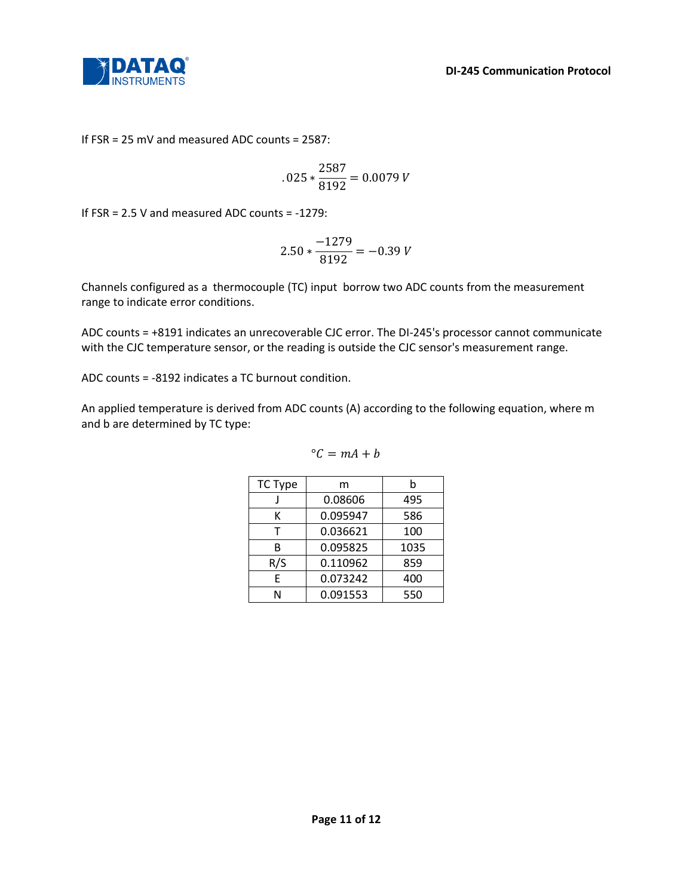If FSR = 25 mV and measured ADC counts = 2587:

$$.025 * \frac{2587}{8192} = 0.0079\,V$$

If FSR = 2.5 V and measured ADC counts = -1279:

$$2.50 * \frac{-1279}{8192} = -0.39\,V$$

Channels configured as a thermocouple (TC) input borrow two ADC counts from the measurement range to indicate error conditions.

ADC counts = +8191 indicates an unrecoverable CJC error. The DI-245's processor cannot communicate with the CJC temperature sensor, or the reading is outside the CJC sensor's measurement range.

ADC counts = -8192 indicates a TC burnout condition.

An applied temperature is derived from ADC counts (A) according to the following equation, where m and b are determined by TC type:

$$°C = mA + b$$

| TC Type | m | b |
|---|---|---|
| J | 0.08606 | 495 |
| K | 0.095947 | 586 |
| T | 0.036621 | 100 |
| B | 0.095825 | 1035 |
| R/S | 0.110962 | 859 |
| E | 0.073242 | 400 |
| N | 0.091553 | 550 |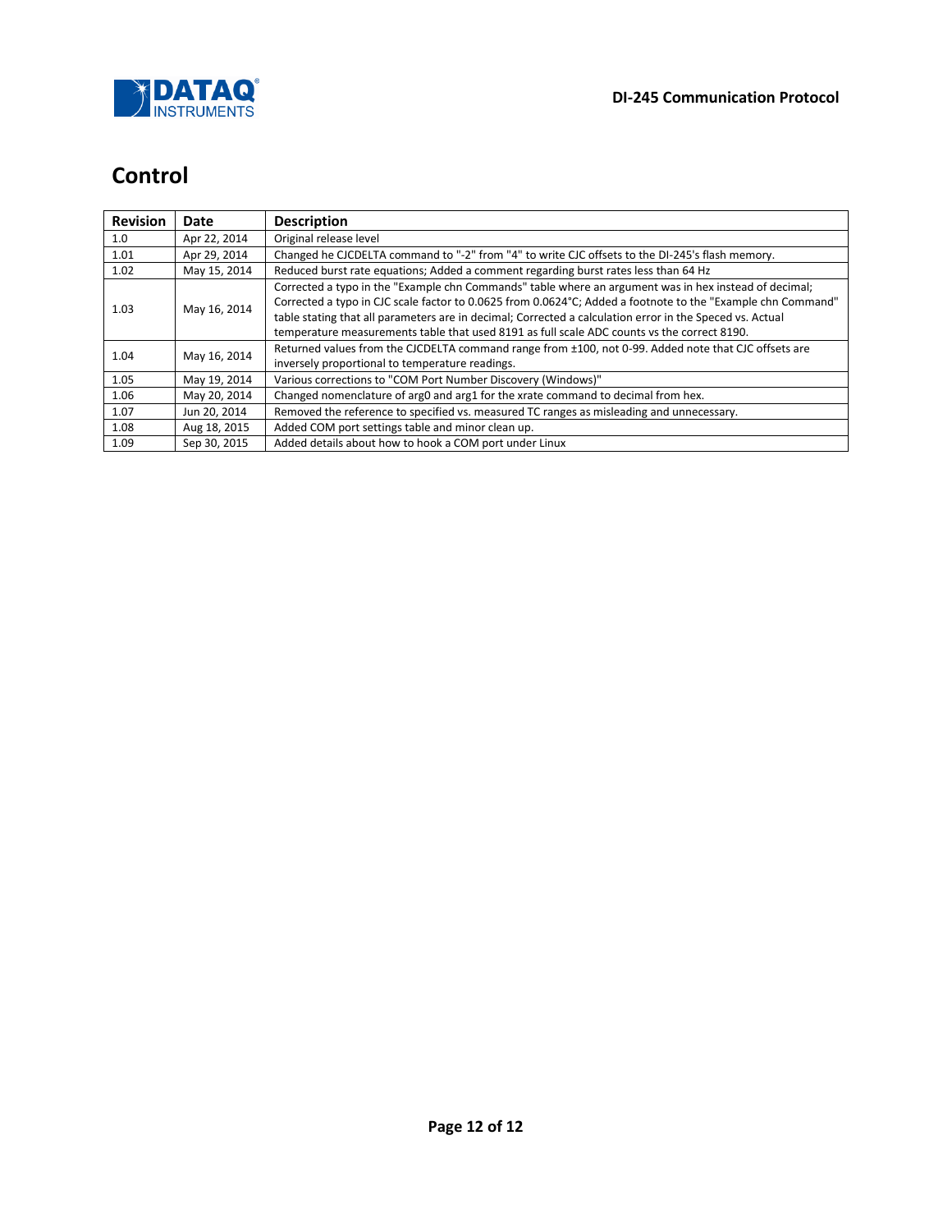# Control

| Revision | Date | Description |
| --- | --- | --- |
| 1.0 | Apr 22, 2014 | Original release level |
| 1.01 | Apr 29, 2014 | Changed he CJCDELTA command to "-2" from "4" to write CJC offsets to the DI-245's flash memory. |
| 1.02 | May 15, 2014 | Reduced burst rate equations; Added a comment regarding burst rates less than 64 Hz |
| 1.03 | May 16, 2014 | Corrected a typo in the "Example chn Commands" table where an argument was in hex instead of decimal; Corrected a typo in CJC scale factor to 0.0625 from 0.0624°C; Added a footnote to the "Example chn Command" table stating that all parameters are in decimal; Corrected a calculation error in the Speced vs. Actual temperature measurements table that used 8191 as full scale ADC counts vs the correct 8190. |
| 1.04 | May 16, 2014 | Returned values from the CJCDELTA command range from ±100, not 0-99. Added note that CJC offsets are inversely proportional to temperature readings. |
| 1.05 | May 19, 2014 | Various corrections to "COM Port Number Discovery (Windows)" |
| 1.06 | May 20, 2014 | Changed nomenclature of arg0 and arg1 for the xrate command to decimal from hex. |
| 1.07 | Jun 20, 2014 | Removed the reference to specified vs. measured TC ranges as misleading and unnecessary. |
| 1.08 | Aug 18, 2015 | Added COM port settings table and minor clean up. |
| 1.09 | Sep 30, 2015 | Added details about how to hook a COM port under Linux |